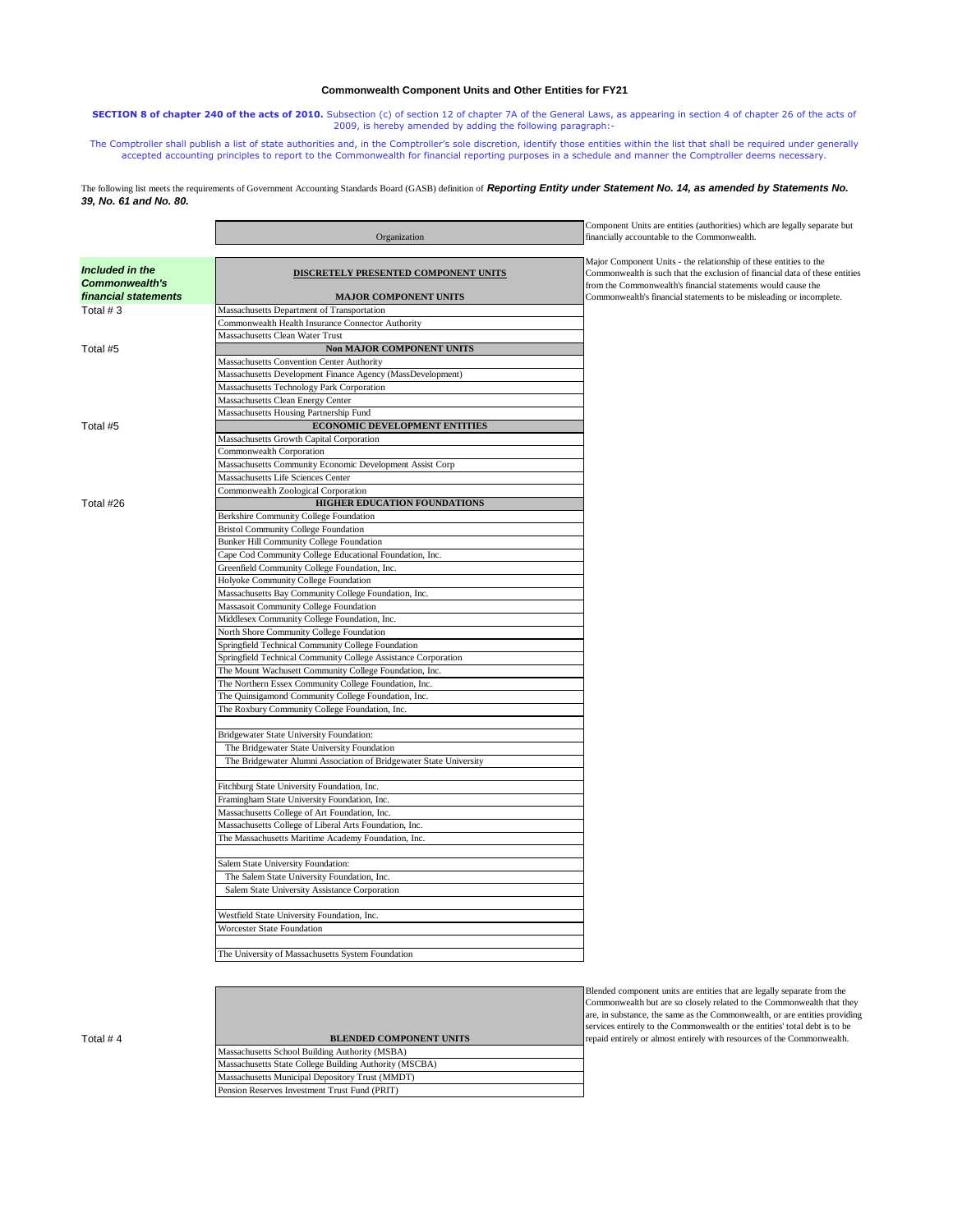# Commonwealth Component Units and Other Entities for FY21

**SECTION 8 of chapter 240 of the acts of 2010.** Subsection (c) of section 12 of chapter 7A of the General Laws, as appearing in section 4 of chapter 26 of the acts of 2009, is hereby amended by adding the following paragraph:-

The Comptroller shall publish a list of state authorities and, in the Comptroller's sole discretion, identify those entities within the list that shall be required under generally accepted accounting principles to report to the Commonwealth for financial reporting purposes in a schedule and manner the Comptroller deems necessary.

The following list meets the requirements of Government Accounting Standards Board (GASB) definition of ***Reporting Entity under Statement No. 14, as amended by Statements No. 39, No. 61 and No. 80.***

Component Units are entities (authorities) which are legally separate but financially accountable to the Commonwealth.

Major Component Units - the relationship of these entities to the Commonwealth is such that the exclusion of financial data of these entities from the Commonwealth's financial statements would cause the Commonwealth's financial statements to be misleading or incomplete.

| ***Included in the Commonwealth's financial statements*** | Organization |
|---|---|
| | **DISCRETELY PRESENTED COMPONENT UNITS** |
| | **MAJOR COMPONENT UNITS** |
| Total # 3 | Massachusetts Department of Transportation |
| | Commonwealth Health Insurance Connector Authority |
| | Massachusetts Clean Water Trust |
| Total #5 | **Non MAJOR COMPONENT UNITS** |
| | Massachusetts Convention Center Authority |
| | Massachusetts Development Finance Agency (MassDevelopment) |
| | Massachusetts Technology Park Corporation |
| | Massachusetts Clean Energy Center |
| | Massachusetts Housing Partnership Fund |
| Total #5 | **ECONOMIC DEVELOPMENT ENTITIES** |
| | Massachusetts Growth Capital Corporation |
| | Commonwealth Corporation |
| | Massachusetts Community Economic Development Assist Corp |
| | Massachusetts Life Sciences Center |
| | Commonwealth Zoological Corporation |
| Total #26 | **HIGHER EDUCATION FOUNDATIONS** |
| | Berkshire Community College Foundation |
| | Bristol Community College Foundation |
| | Bunker Hill Community College Foundation |
| | Cape Cod Community College Educational Foundation, Inc. |
| | Greenfield Community College Foundation, Inc. |
| | Holyoke Community College Foundation |
| | Massachusetts Bay Community College Foundation, Inc. |
| | Massasoit Community College Foundation |
| | Middlesex Community College Foundation, Inc. |
| | North Shore Community College Foundation |
| | Springfield Technical Community College Foundation |
| | Springfield Technical Community College Assistance Corporation |
| | The Mount Wachusett Community College Foundation, Inc. |
| | The Northern Essex Community College Foundation, Inc. |
| | The Quinsigamond Community College Foundation, Inc. |
| | The Roxbury Community College Foundation, Inc. |
| | |
| | Bridgewater State University Foundation: |
| | The Bridgewater State University Foundation |
| | The Bridgewater Alumni Association of Bridgewater State University |
| | |
| | Fitchburg State University Foundation, Inc. |
| | Framingham State University Foundation, Inc. |
| | Massachusetts College of Art Foundation, Inc. |
| | Massachusetts College of Liberal Arts Foundation, Inc. |
| | The Massachusetts Maritime Academy Foundation, Inc. |
| | |
| | Salem State University Foundation: |
| | The Salem State University Foundation, Inc. |
| | Salem State University Assistance Corporation |
| | |
| | Westfield State University Foundation, Inc. |
| | Worcester State Foundation |
| | |
| | The University of Massachusetts System Foundation |

Blended component units are entities that are legally separate from the Commonwealth but are so closely related to the Commonwealth that they are, in substance, the same as the Commonwealth, or are entities providing services entirely to the Commonwealth or the entities' total debt is to be repaid entirely or almost entirely with resources of the Commonwealth.

| | |
|---|---|
| Total # 4 | **BLENDED COMPONENT UNITS** |
| | Massachusetts School Building Authority (MSBA) |
| | Massachusetts State College Building Authority (MSCBA) |
| | Massachusetts Municipal Depository Trust (MMDT) |
| | Pension Reserves Investment Trust Fund (PRIT) |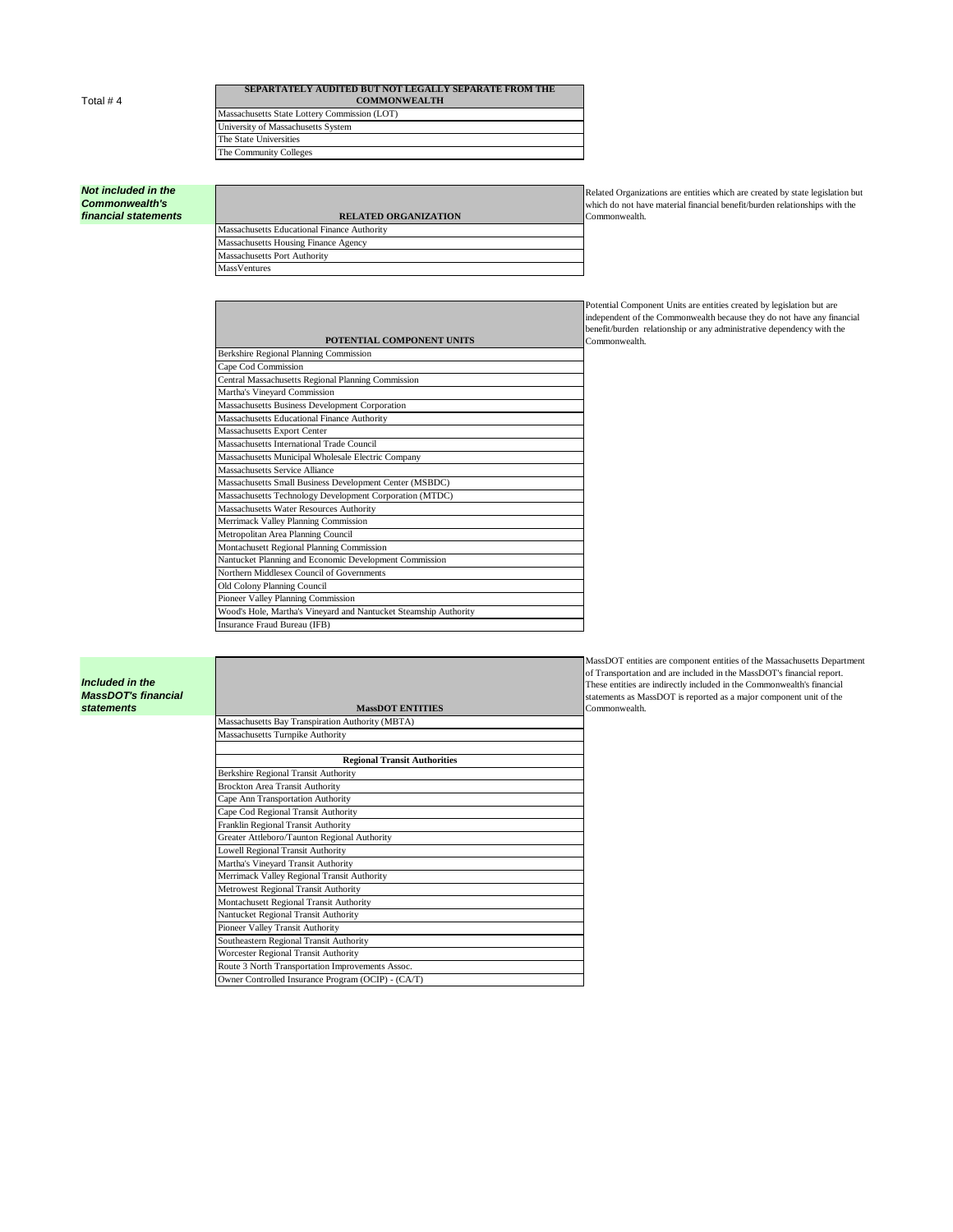Total # 4

| SEPARTATELY AUDITED BUT NOT LEGALLY SEPARATE FROM THE COMMONWEALTH |
|---|
| Massachusetts State Lottery Commission (LOT) |
| University of Massachusetts System |
| The State Universities |
| The Community Colleges |

***Not included in the Commonwealth's financial statements***

| RELATED ORGANIZATION |
|---|
| Massachusetts Educational Finance Authority |
| Massachusetts Housing Finance Agency |
| Massachusetts Port Authority |
| MassVentures |

Related Organizations are entities which are created by state legislation but which do not have material financial benefit/burden relationships with the Commonwealth.

| POTENTIAL COMPONENT UNITS |
|---|
| Berkshire Regional Planning Commission |
| Cape Cod Commission |
| Central Massachusetts Regional Planning Commission |
| Martha's Vineyard Commission |
| Massachusetts Business Development Corporation |
| Massachusetts Educational Finance Authority |
| Massachusetts Export Center |
| Massachusetts International Trade Council |
| Massachusetts Municipal Wholesale Electric Company |
| Massachusetts Service Alliance |
| Massachusetts Small Business Development Center (MSBDC) |
| Massachusetts Technology Development Corporation (MTDC) |
| Massachusetts Water Resources Authority |
| Merrimack Valley Planning Commission |
| Metropolitan Area Planning Council |
| Montachusett Regional Planning Commission |
| Nantucket Planning and Economic Development Commission |
| Northern Middlesex Council of Governments |
| Old Colony Planning Council |
| Pioneer Valley Planning Commission |
| Wood's Hole, Martha's Vineyard and Nantucket Steamship Authority |
| Insurance Fraud Bureau (IFB) |

Potential Component Units are entities created by legislation but are independent of the Commonwealth because they do not have any financial benefit/burden relationship or any administrative dependency with the Commonwealth.

***Included in the MassDOT's financial statements***

| MassDOT ENTITIES |
|---|
| Massachusetts Bay Transpiration Authority (MBTA) |
| Massachusetts Turnpike Authority |
| |
| **Regional Transit Authorities** |
| Berkshire Regional Transit Authority |
| Brockton Area Transit Authority |
| Cape Ann Transportation Authority |
| Cape Cod Regional Transit Authority |
| Franklin Regional Transit Authority |
| Greater Attleboro/Taunton Regional Authority |
| Lowell Regional Transit Authority |
| Martha's Vineyard Transit Authority |
| Merrimack Valley Regional Transit Authority |
| Metrowest Regional Transit Authority |
| Montachusett Regional Transit Authority |
| Nantucket Regional Transit Authority |
| Pioneer Valley Transit Authority |
| Southeastern Regional Transit Authority |
| Worcester Regional Transit Authority |
| Route 3 North Transportation Improvements Assoc. |
| Owner Controlled Insurance Program (OCIP) - (CA/T) |

MassDOT entities are component entities of the Massachusetts Department of Transportation and are included in the MassDOT's financial report. These entities are indirectly included in the Commonwealth's financial statements as MassDOT is reported as a major component unit of the Commonwealth.